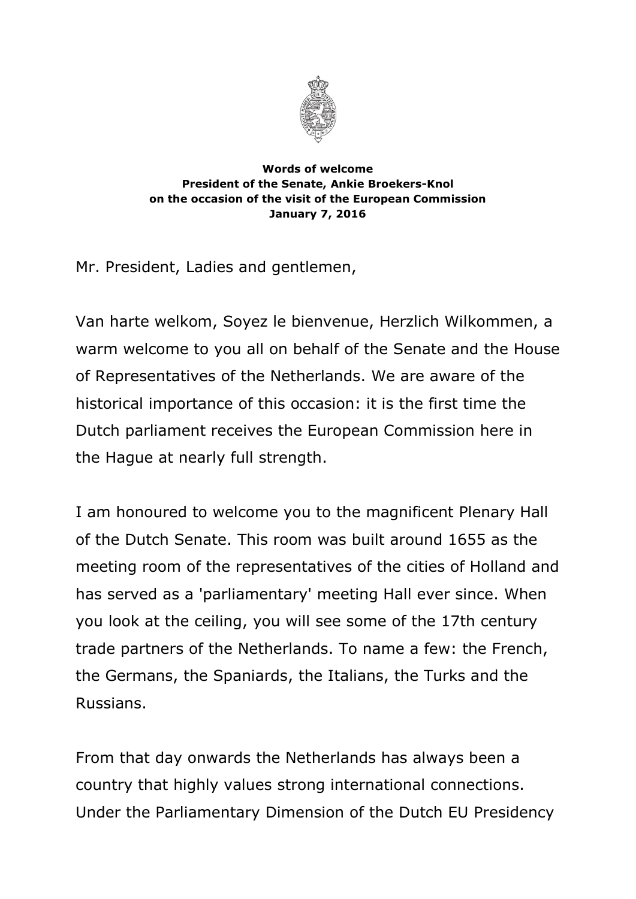**Words of welcome**
**President of the Senate, Ankie Broekers-Knol**
**on the occasion of the visit of the European Commission**
**January 7, 2016**

Mr. President, Ladies and gentlemen,

Van harte welkom, Soyez le bienvenue, Herzlich Wilkommen, a warm welcome to you all on behalf of the Senate and the House of Representatives of the Netherlands. We are aware of the historical importance of this occasion: it is the first time the Dutch parliament receives the European Commission here in the Hague at nearly full strength.

I am honoured to welcome you to the magnificent Plenary Hall of the Dutch Senate. This room was built around 1655 as the meeting room of the representatives of the cities of Holland and has served as a 'parliamentary' meeting Hall ever since. When you look at the ceiling, you will see some of the 17th century trade partners of the Netherlands. To name a few: the French, the Germans, the Spaniards, the Italians, the Turks and the Russians.

From that day onwards the Netherlands has always been a country that highly values strong international connections. Under the Parliamentary Dimension of the Dutch EU Presidency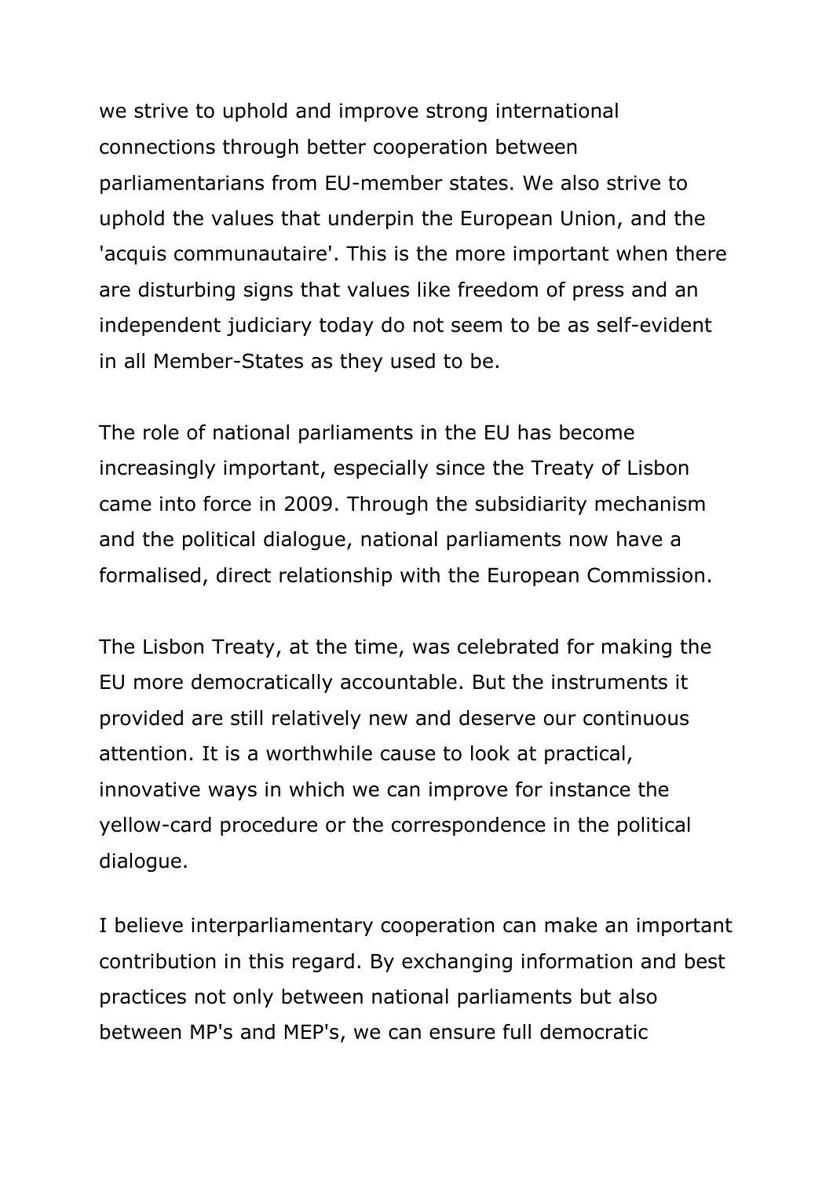we strive to uphold and improve strong international connections through better cooperation between parliamentarians from EU-member states. We also strive to uphold the values that underpin the European Union, and the 'acquis communautaire'. This is the more important when there are disturbing signs that values like freedom of press and an independent judiciary today do not seem to be as self-evident in all Member-States as they used to be.

The role of national parliaments in the EU has become increasingly important, especially since the Treaty of Lisbon came into force in 2009. Through the subsidiarity mechanism and the political dialogue, national parliaments now have a formalised, direct relationship with the European Commission.

The Lisbon Treaty, at the time, was celebrated for making the EU more democratically accountable. But the instruments it provided are still relatively new and deserve our continuous attention. It is a worthwhile cause to look at practical, innovative ways in which we can improve for instance the yellow-card procedure or the correspondence in the political dialogue.

I believe interparliamentary cooperation can make an important contribution in this regard. By exchanging information and best practices not only between national parliaments but also between MP's and MEP's, we can ensure full democratic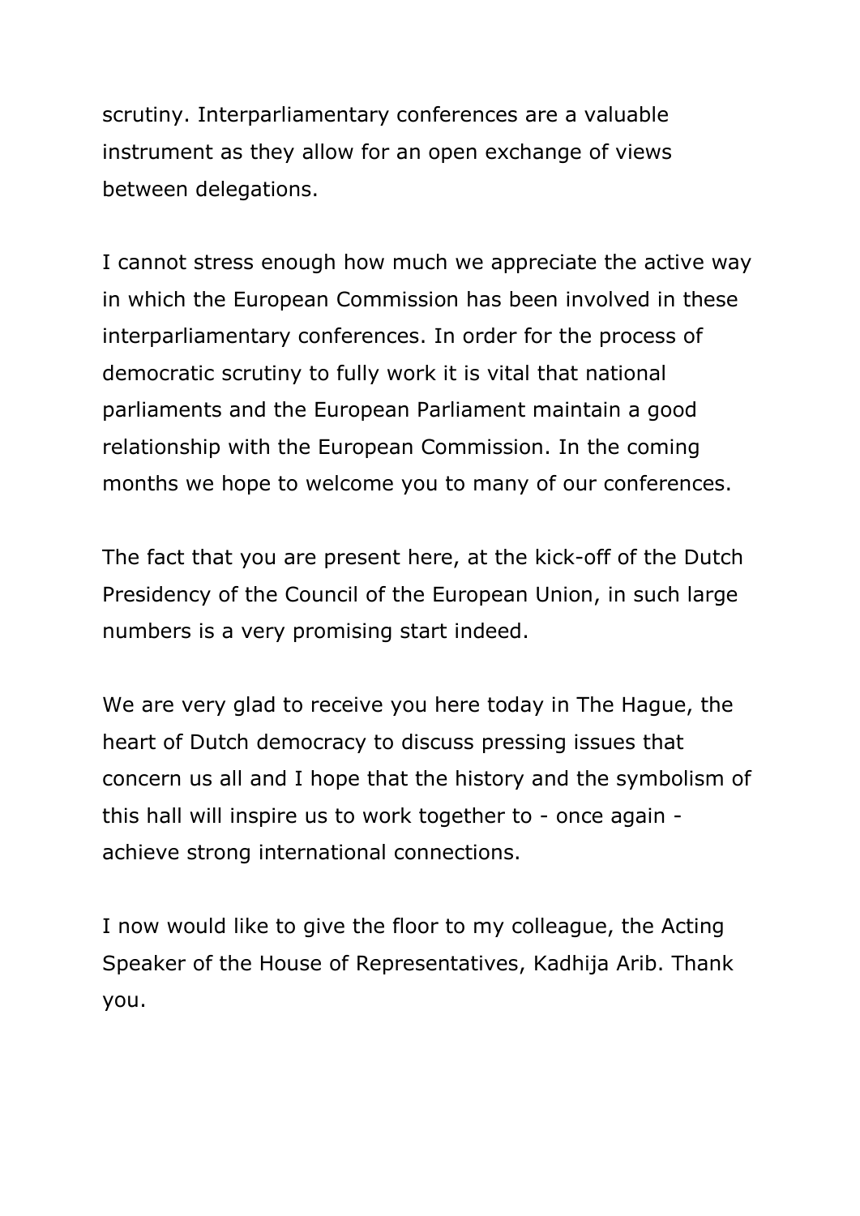scrutiny. Interparliamentary conferences are a valuable instrument as they allow for an open exchange of views between delegations.

I cannot stress enough how much we appreciate the active way in which the European Commission has been involved in these interparliamentary conferences. In order for the process of democratic scrutiny to fully work it is vital that national parliaments and the European Parliament maintain a good relationship with the European Commission. In the coming months we hope to welcome you to many of our conferences.

The fact that you are present here, at the kick-off of the Dutch Presidency of the Council of the European Union, in such large numbers is a very promising start indeed.

We are very glad to receive you here today in The Hague, the heart of Dutch democracy to discuss pressing issues that concern us all and I hope that the history and the symbolism of this hall will inspire us to work together to - once again - achieve strong international connections.

I now would like to give the floor to my colleague, the Acting Speaker of the House of Representatives, Kadhija Arib. Thank you.